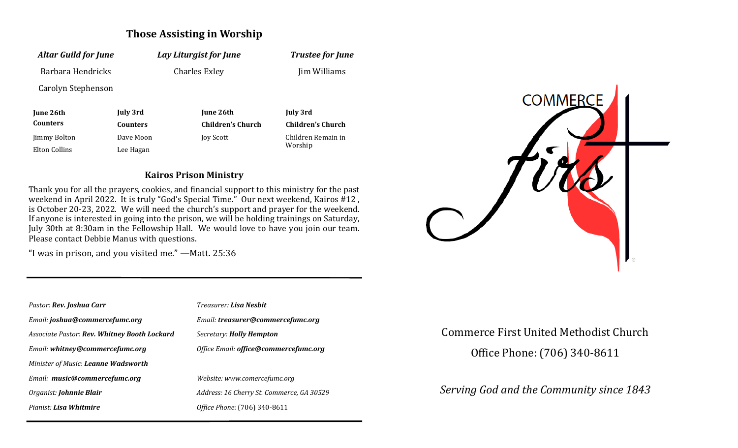## Those Assisting in Worship

| *Altar Guild for June* | *Lay Liturgist for June* | *Trustee for June* |
|---|---|---|
| Barbara Hendricks | Charles Exley | Jim Williams |
| Carolyn Stephenson | | |

| June 26th Counters | July 3rd Counters | June 26th Children's Church | July 3rd Children's Church |
|---|---|---|---|
| Jimmy Bolton | Dave Moon | Joy Scott | Children Remain in Worship |
| Elton Collins | Lee Hagan | | |

### Kairos Prison Ministry

Thank you for all the prayers, cookies, and financial support to this ministry for the past weekend in April 2022. It is truly "God's Special Time." Our next weekend, Kairos #12 , is October 20-23, 2022. We will need the church's support and prayer for the weekend. If anyone is interested in going into the prison, we will be holding trainings on Saturday, July 30th at 8:30am in the Fellowship Hall. We would love to have you join our team. Please contact Debbie Manus with questions.

"I was in prison, and you visited me." —Matt. 25:36

---

*Pastor:* ***Rev. Joshua Carr***
*Email:* ***joshua@commercefumc.org***
*Associate Pastor:* ***Rev. Whitney Booth Lockard***
*Email:* ***whitney@commercefumc.org***
*Minister of Music:* ***Leanne Wadsworth***
*Email:* ***music@commercefumc.org***
*Organist:* ***Johnnie Blair***
*Pianist:* ***Lisa Whitmire***

*Treasurer:* ***Lisa Nesbit***
*Email:* ***treasurer@commercefumc.org***
*Secretary:* ***Holly Hempton***
*Office Email:* ***office@commercefumc.org***

*Website: www.comercefumc.org*
*Address: 16 Cherry St. Commerce, GA 30529*
*Office Phone*: (706) 340-8611

---

COMMERCE first

Commerce First United Methodist Church

Office Phone: (706) 340-8611

*Serving God and the Community since 1843*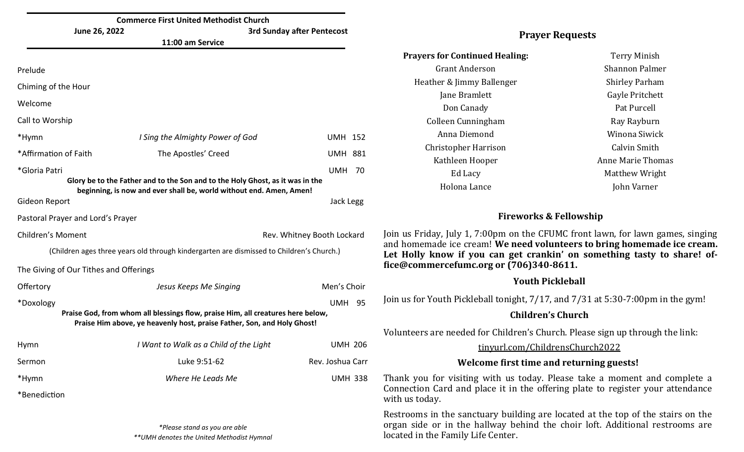**Commerce First United Methodist Church**

**June 26, 2022** — **3rd Sunday after Pentecost**

**11:00 am Service**

Prelude

Chiming of the Hour

Welcome

Call to Worship

*Hymn — *I Sing the Almighty Power of God* — UMH 152

*Affirmation of Faith — The Apostles' Creed — UMH 881

*Gloria Patri — UMH 70

**Glory be to the Father and to the Son and to the Holy Ghost, as it was in the beginning, is now and ever shall be, world without end. Amen, Amen!**

Gideon Report — Jack Legg

Pastoral Prayer and Lord's Prayer

Children's Moment — Rev. Whitney Booth Lockard

(Children ages three years old through kindergarten are dismissed to Children's Church.)

The Giving of Our Tithes and Offerings

Offertory — *Jesus Keeps Me Singing* — Men's Choir

*Doxology — UMH 95

**Praise God, from whom all blessings flow, praise Him, all creatures here below, Praise Him above, ye heavenly host, praise Father, Son, and Holy Ghost!**

Hymn — *I Want to Walk as a Child of the Light* — UMH 206

Sermon — Luke 9:51-62 — Rev. Joshua Carr

*Hymn — *Where He Leads Me* — UMH 338

*Benediction

*\*Please stand as you are able*

*\*\*UMH denotes the United Methodist Hymnal*

## Prayer Requests

**Prayers for Continued Healing:**

Grant Anderson
Heather & Jimmy Ballenger
Jane Bramlett
Don Canady
Colleen Cunningham
Anna Diemond
Christopher Harrison
Kathleen Hooper
Ed Lacy
Holona Lance
Terry Minish
Shannon Palmer
Shirley Parham
Gayle Pritchett
Pat Purcell
Ray Rayburn
Winona Siwick
Calvin Smith
Anne Marie Thomas
Matthew Wright
John Varner

### Fireworks & Fellowship

Join us Friday, July 1, 7:00pm on the CFUMC front lawn, for lawn games, singing and homemade ice cream! **We need volunteers to bring homemade ice cream. Let Holly know if you can get crankin' on something tasty to share! office@commercefumc.org or (706)340-8611.**

### Youth Pickleball

Join us for Youth Pickleball tonight, 7/17, and 7/31 at 5:30-7:00pm in the gym!

### Children's Church

Volunteers are needed for Children's Church. Please sign up through the link:

tinyurl.com/ChildrensChurch2022

### Welcome first time and returning guests!

Thank you for visiting with us today. Please take a moment and complete a Connection Card and place it in the offering plate to register your attendance with us today.

Restrooms in the sanctuary building are located at the top of the stairs on the organ side or in the hallway behind the choir loft. Additional restrooms are located in the Family Life Center.